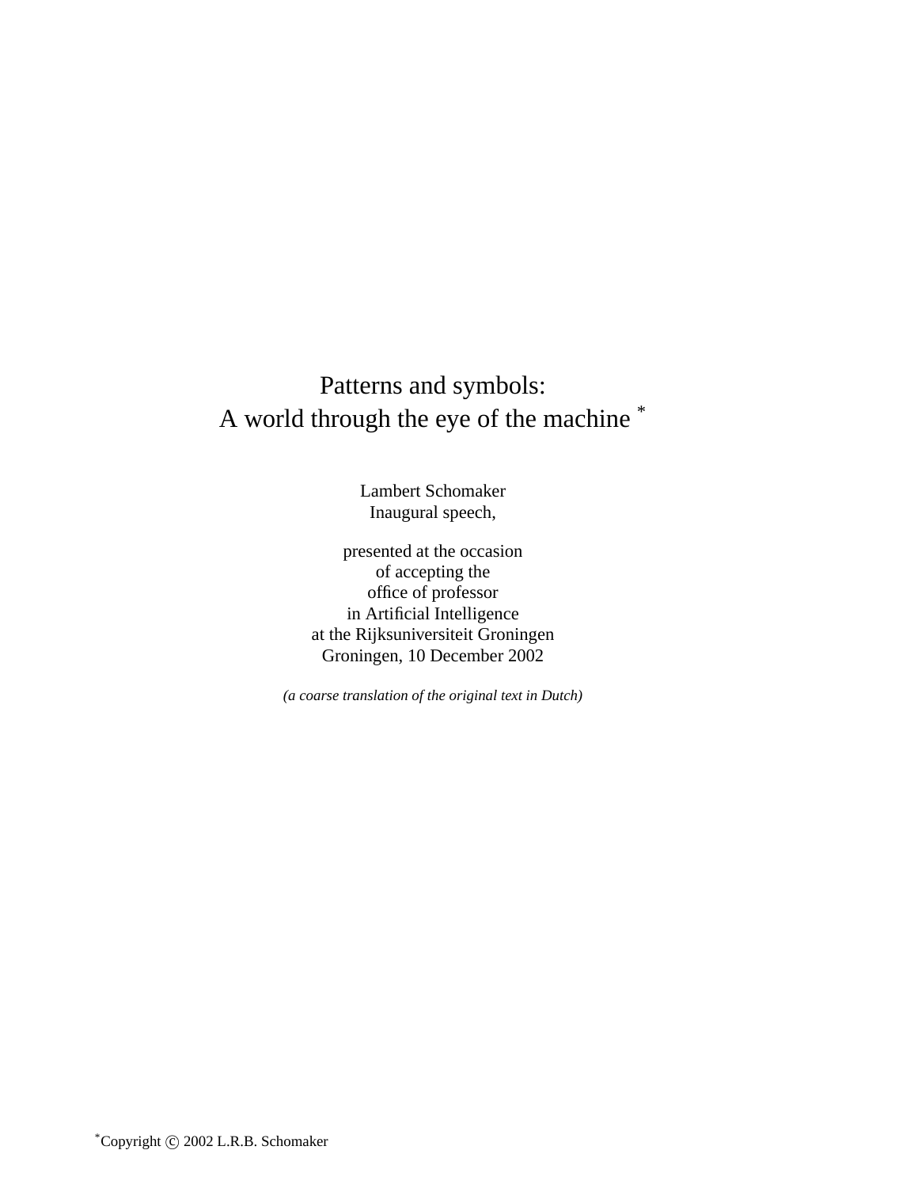# Patterns and symbols:
# A world through the eye of the machine *

Lambert Schomaker
Inaugural speech,

presented at the occasion
of accepting the
office of professor
in Artificial Intelligence
at the Rijksuniversiteit Groningen
Groningen, 10 December 2002

*(a coarse translation of the original text in Dutch)*

*Copyright © 2002 L.R.B. Schomaker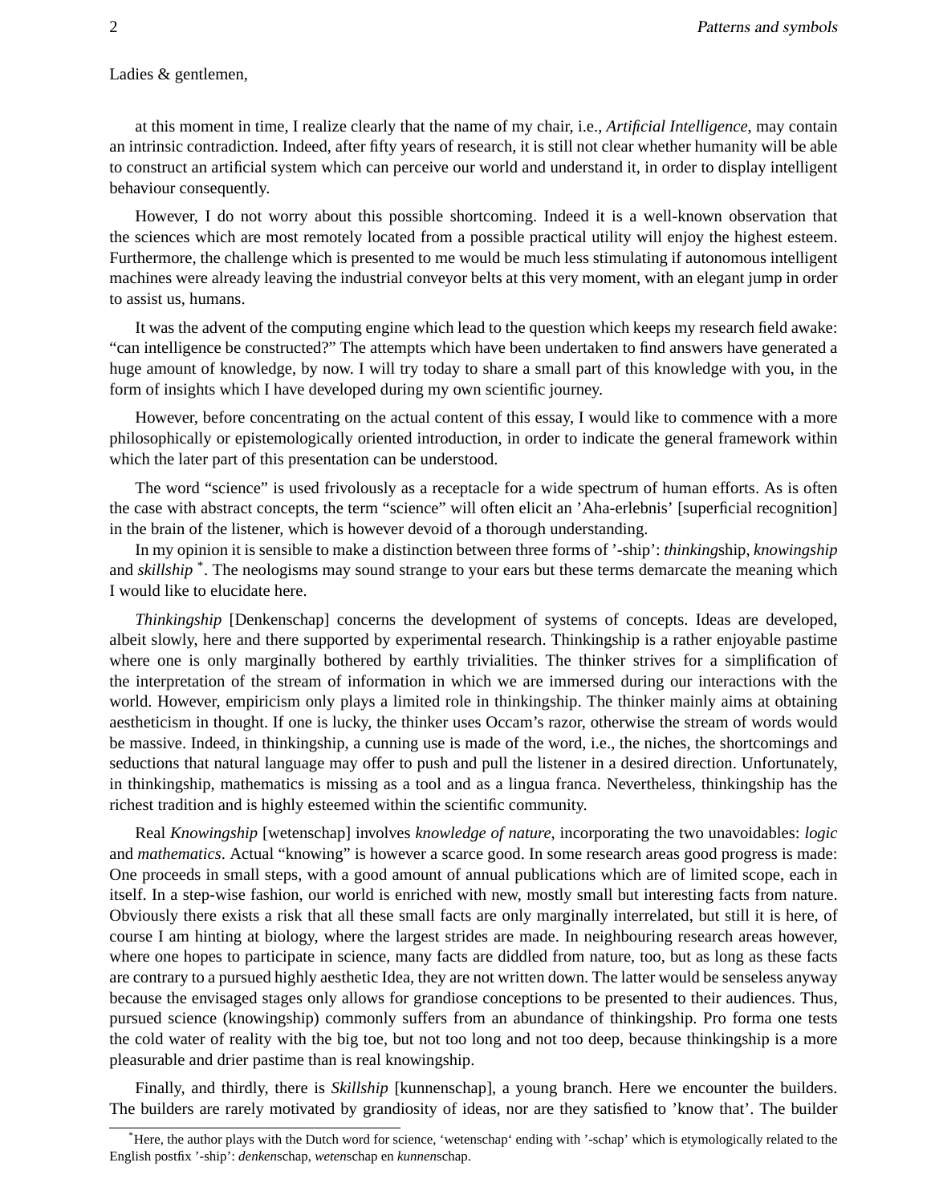Ladies & gentlemen,

at this moment in time, I realize clearly that the name of my chair, i.e., *Artificial Intelligence*, may contain an intrinsic contradiction. Indeed, after fifty years of research, it is still not clear whether humanity will be able to construct an artificial system which can perceive our world and understand it, in order to display intelligent behaviour consequently.

However, I do not worry about this possible shortcoming. Indeed it is a well-known observation that the sciences which are most remotely located from a possible practical utility will enjoy the highest esteem. Furthermore, the challenge which is presented to me would be much less stimulating if autonomous intelligent machines were already leaving the industrial conveyor belts at this very moment, with an elegant jump in order to assist us, humans.

It was the advent of the computing engine which lead to the question which keeps my research field awake: “can intelligence be constructed?” The attempts which have been undertaken to find answers have generated a huge amount of knowledge, by now. I will try today to share a small part of this knowledge with you, in the form of insights which I have developed during my own scientific journey.

However, before concentrating on the actual content of this essay, I would like to commence with a more philosophically or epistemologically oriented introduction, in order to indicate the general framework within which the later part of this presentation can be understood.

The word “science” is used frivolously as a receptacle for a wide spectrum of human efforts. As is often the case with abstract concepts, the term “science” will often elicit an ’Aha-erlebnis’ [superficial recognition] in the brain of the listener, which is however devoid of a thorough understanding.

In my opinion it is sensible to make a distinction between three forms of ’-ship’: *thinking*ship, *knowingship* and *skillship* [*]. The neologisms may sound strange to your ears but these terms demarcate the meaning which I would like to elucidate here.

*Thinkingship* [Denkenschap] concerns the development of systems of concepts. Ideas are developed, albeit slowly, here and there supported by experimental research. Thinkingship is a rather enjoyable pastime where one is only marginally bothered by earthly trivialities. The thinker strives for a simplification of the interpretation of the stream of information in which we are immersed during our interactions with the world. However, empiricism only plays a limited role in thinkingship. The thinker mainly aims at obtaining aestheticism in thought. If one is lucky, the thinker uses Occam’s razor, otherwise the stream of words would be massive. Indeed, in thinkingship, a cunning use is made of the word, i.e., the niches, the shortcomings and seductions that natural language may offer to push and pull the listener in a desired direction. Unfortunately, in thinkingship, mathematics is missing as a tool and as a lingua franca. Nevertheless, thinkingship has the richest tradition and is highly esteemed within the scientific community.

Real *Knowingship* [wetenschap] involves *knowledge of nature*, incorporating the two unavoidables: *logic* and *mathematics*. Actual “knowing” is however a scarce good. In some research areas good progress is made: One proceeds in small steps, with a good amount of annual publications which are of limited scope, each in itself. In a step-wise fashion, our world is enriched with new, mostly small but interesting facts from nature. Obviously there exists a risk that all these small facts are only marginally interrelated, but still it is here, of course I am hinting at biology, where the largest strides are made. In neighbouring research areas however, where one hopes to participate in science, many facts are diddled from nature, too, but as long as these facts are contrary to a pursued highly aesthetic Idea, they are not written down. The latter would be senseless anyway because the envisaged stages only allows for grandiose conceptions to be presented to their audiences. Thus, pursued science (knowingship) commonly suffers from an abundance of thinkingship. Pro forma one tests the cold water of reality with the big toe, but not too long and not too deep, because thinkingship is a more pleasurable and drier pastime than is real knowingship.

Finally, and thirdly, there is *Skillship* [kunnenschap], a young branch. Here we encounter the builders. The builders are rarely motivated by grandiosity of ideas, nor are they satisfied to ’know that’. The builder

[*] Here, the author plays with the Dutch word for science, ‘wetenschap‘ ending with ’-schap’ which is etymologically related to the English postfix ’-ship’: *denken*schap, *weten*schap en *kunnen*schap.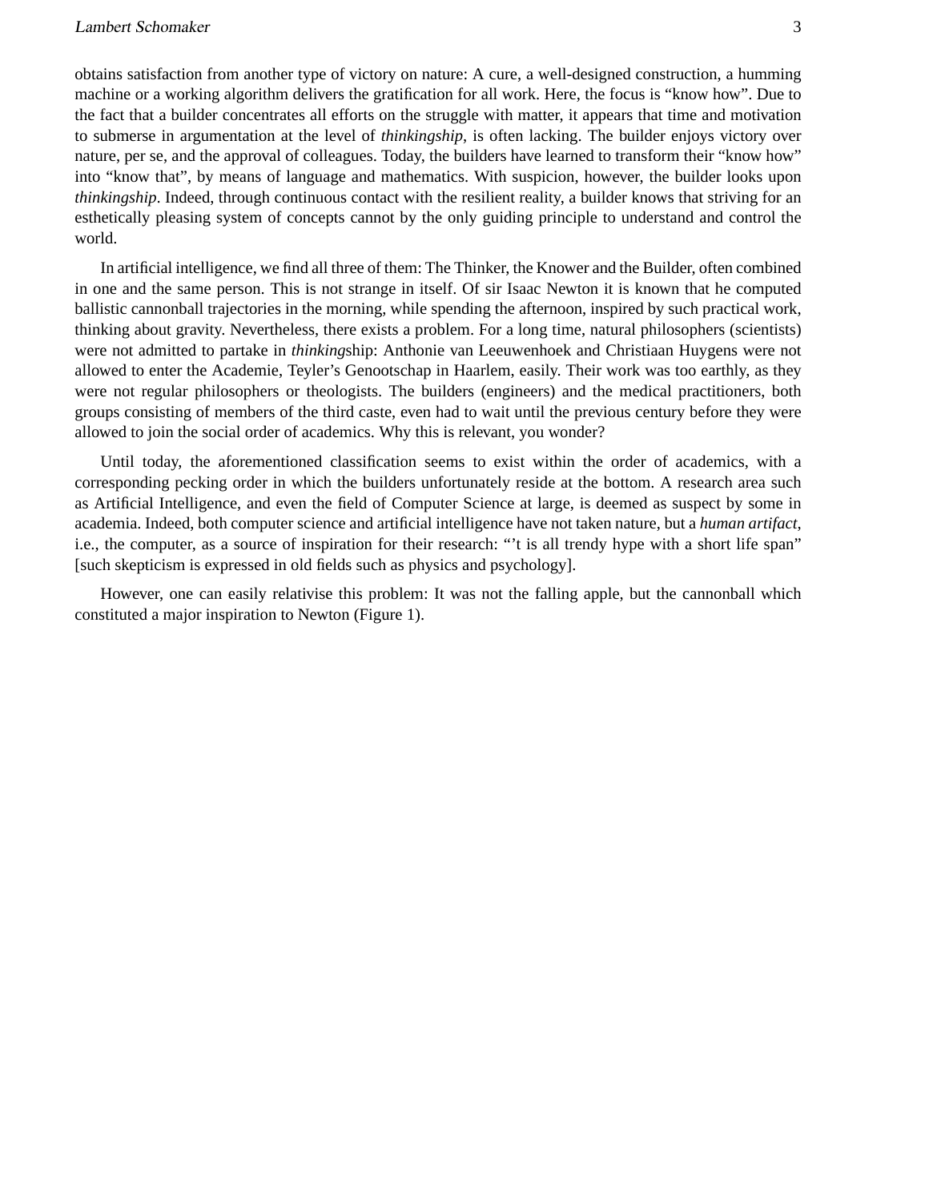obtains satisfaction from another type of victory on nature: A cure, a well-designed construction, a humming machine or a working algorithm delivers the gratification for all work. Here, the focus is "know how". Due to the fact that a builder concentrates all efforts on the struggle with matter, it appears that time and motivation to submerse in argumentation at the level of *thinkingship*, is often lacking. The builder enjoys victory over nature, per se, and the approval of colleagues. Today, the builders have learned to transform their "know how" into "know that", by means of language and mathematics. With suspicion, however, the builder looks upon *thinkingship*. Indeed, through continuous contact with the resilient reality, a builder knows that striving for an esthetically pleasing system of concepts cannot by the only guiding principle to understand and control the world.

In artificial intelligence, we find all three of them: The Thinker, the Knower and the Builder, often combined in one and the same person. This is not strange in itself. Of sir Isaac Newton it is known that he computed ballistic cannonball trajectories in the morning, while spending the afternoon, inspired by such practical work, thinking about gravity. Nevertheless, there exists a problem. For a long time, natural philosophers (scientists) were not admitted to partake in *thinking*ship: Anthonie van Leeuwenhoek and Christiaan Huygens were not allowed to enter the Academie, Teyler's Genootschap in Haarlem, easily. Their work was too earthly, as they were not regular philosophers or theologists. The builders (engineers) and the medical practitioners, both groups consisting of members of the third caste, even had to wait until the previous century before they were allowed to join the social order of academics. Why this is relevant, you wonder?

Until today, the aforementioned classification seems to exist within the order of academics, with a corresponding pecking order in which the builders unfortunately reside at the bottom. A research area such as Artificial Intelligence, and even the field of Computer Science at large, is deemed as suspect by some in academia. Indeed, both computer science and artificial intelligence have not taken nature, but a *human artifact*, i.e., the computer, as a source of inspiration for their research: "'t is all trendy hype with a short life span" [such skepticism is expressed in old fields such as physics and psychology].

However, one can easily relativise this problem: It was not the falling apple, but the cannonball which constituted a major inspiration to Newton (Figure 1).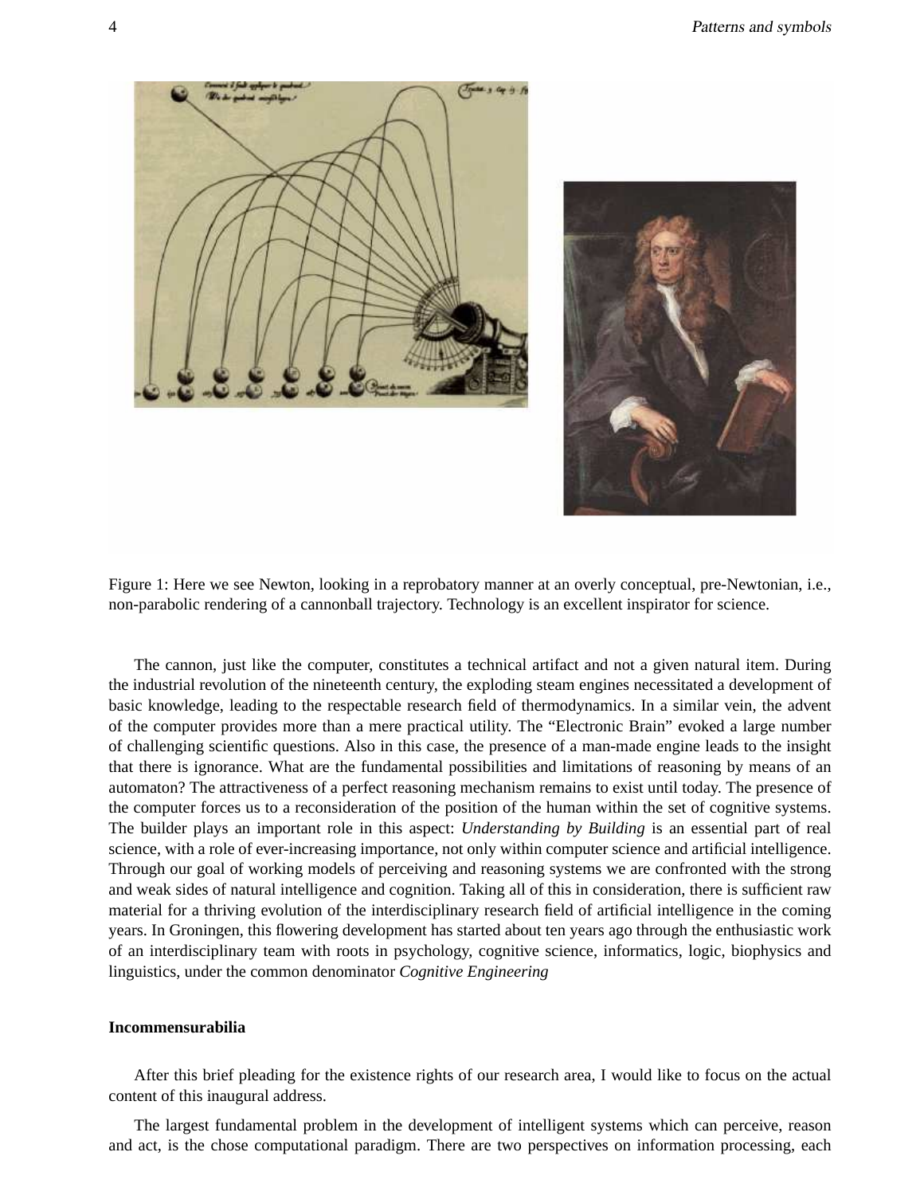Figure 1: Here we see Newton, looking in a reprobatory manner at an overly conceptual, pre-Newtonian, i.e., non-parabolic rendering of a cannonball trajectory. Technology is an excellent inspirator for science.

The cannon, just like the computer, constitutes a technical artifact and not a given natural item. During the industrial revolution of the nineteenth century, the exploding steam engines necessitated a development of basic knowledge, leading to the respectable research field of thermodynamics. In a similar vein, the advent of the computer provides more than a mere practical utility. The "Electronic Brain" evoked a large number of challenging scientific questions. Also in this case, the presence of a man-made engine leads to the insight that there is ignorance. What are the fundamental possibilities and limitations of reasoning by means of an automaton? The attractiveness of a perfect reasoning mechanism remains to exist until today. The presence of the computer forces us to a reconsideration of the position of the human within the set of cognitive systems. The builder plays an important role in this aspect: *Understanding by Building* is an essential part of real science, with a role of ever-increasing importance, not only within computer science and artificial intelligence. Through our goal of working models of perceiving and reasoning systems we are confronted with the strong and weak sides of natural intelligence and cognition. Taking all of this in consideration, there is sufficient raw material for a thriving evolution of the interdisciplinary research field of artificial intelligence in the coming years. In Groningen, this flowering development has started about ten years ago through the enthusiastic work of an interdisciplinary team with roots in psychology, cognitive science, informatics, logic, biophysics and linguistics, under the common denominator *Cognitive Engineering*

**Incommensurabilia**

After this brief pleading for the existence rights of our research area, I would like to focus on the actual content of this inaugural address.

The largest fundamental problem in the development of intelligent systems which can perceive, reason and act, is the chose computational paradigm. There are two perspectives on information processing, each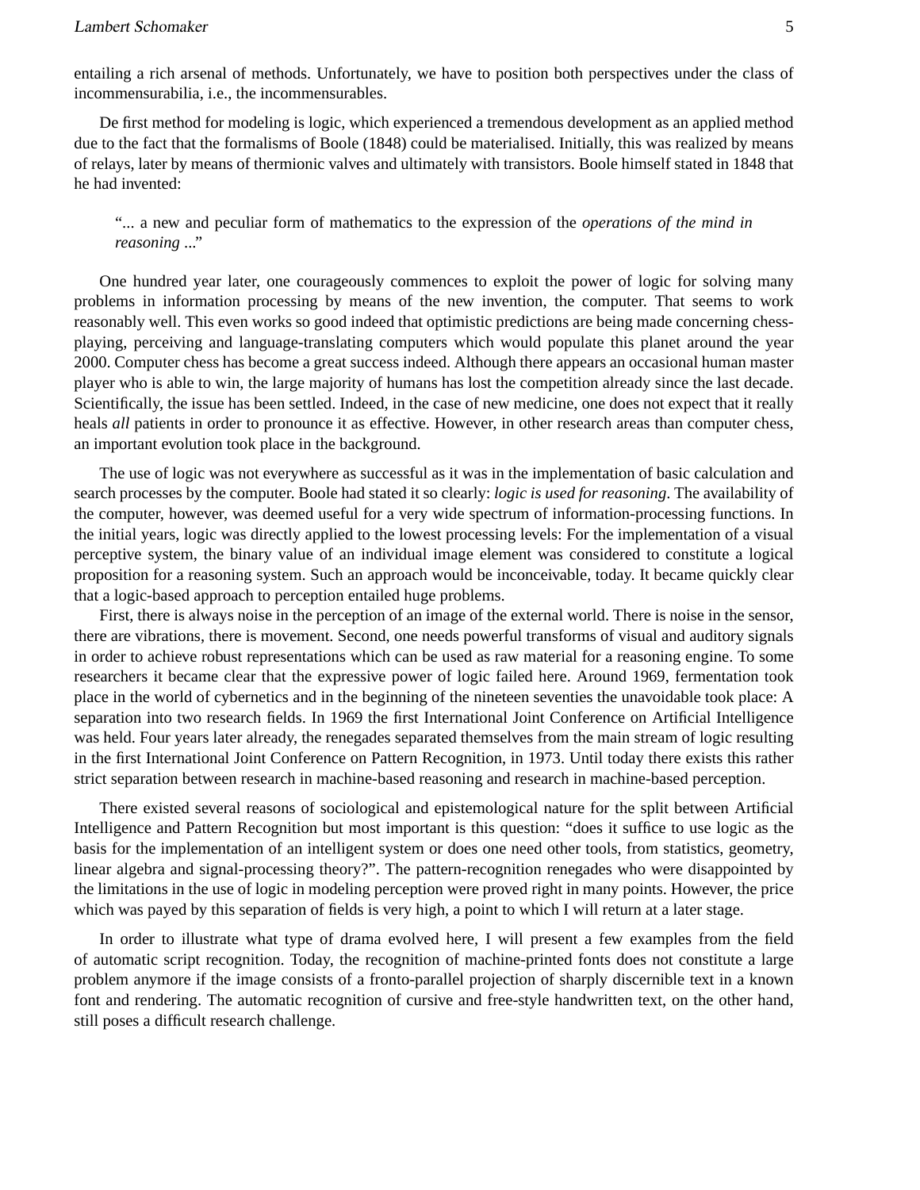entailing a rich arsenal of methods. Unfortunately, we have to position both perspectives under the class of incommensurabilia, i.e., the incommensurables.

De first method for modeling is logic, which experienced a tremendous development as an applied method due to the fact that the formalisms of Boole (1848) could be materialised. Initially, this was realized by means of relays, later by means of thermionic valves and ultimately with transistors. Boole himself stated in 1848 that he had invented:

> "... a new and peculiar form of mathematics to the expression of the *operations of the mind in reasoning* ..."

One hundred year later, one courageously commences to exploit the power of logic for solving many problems in information processing by means of the new invention, the computer. That seems to work reasonably well. This even works so good indeed that optimistic predictions are being made concerning chess-playing, perceiving and language-translating computers which would populate this planet around the year 2000. Computer chess has become a great success indeed. Although there appears an occasional human master player who is able to win, the large majority of humans has lost the competition already since the last decade. Scientifically, the issue has been settled. Indeed, in the case of new medicine, one does not expect that it really heals *all* patients in order to pronounce it as effective. However, in other research areas than computer chess, an important evolution took place in the background.

The use of logic was not everywhere as successful as it was in the implementation of basic calculation and search processes by the computer. Boole had stated it so clearly: *logic is used for reasoning*. The availability of the computer, however, was deemed useful for a very wide spectrum of information-processing functions. In the initial years, logic was directly applied to the lowest processing levels: For the implementation of a visual perceptive system, the binary value of an individual image element was considered to constitute a logical proposition for a reasoning system. Such an approach would be inconceivable, today. It became quickly clear that a logic-based approach to perception entailed huge problems.

First, there is always noise in the perception of an image of the external world. There is noise in the sensor, there are vibrations, there is movement. Second, one needs powerful transforms of visual and auditory signals in order to achieve robust representations which can be used as raw material for a reasoning engine. To some researchers it became clear that the expressive power of logic failed here. Around 1969, fermentation took place in the world of cybernetics and in the beginning of the nineteen seventies the unavoidable took place: A separation into two research fields. In 1969 the first International Joint Conference on Artificial Intelligence was held. Four years later already, the renegades separated themselves from the main stream of logic resulting in the first International Joint Conference on Pattern Recognition, in 1973. Until today there exists this rather strict separation between research in machine-based reasoning and research in machine-based perception.

There existed several reasons of sociological and epistemological nature for the split between Artificial Intelligence and Pattern Recognition but most important is this question: "does it suffice to use logic as the basis for the implementation of an intelligent system or does one need other tools, from statistics, geometry, linear algebra and signal-processing theory?". The pattern-recognition renegades who were disappointed by the limitations in the use of logic in modeling perception were proved right in many points. However, the price which was payed by this separation of fields is very high, a point to which I will return at a later stage.

In order to illustrate what type of drama evolved here, I will present a few examples from the field of automatic script recognition. Today, the recognition of machine-printed fonts does not constitute a large problem anymore if the image consists of a fronto-parallel projection of sharply discernible text in a known font and rendering. The automatic recognition of cursive and free-style handwritten text, on the other hand, still poses a difficult research challenge.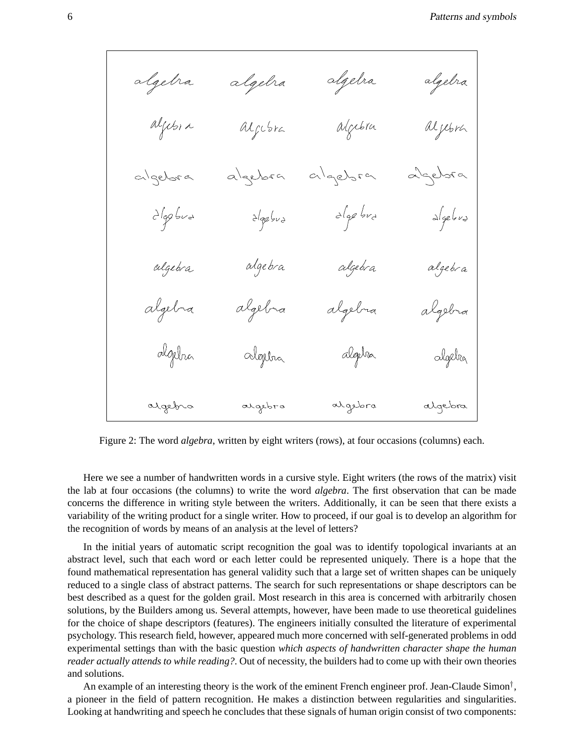Figure 2: The word *algebra*, written by eight writers (rows), at four occasions (columns) each.

Here we see a number of handwritten words in a cursive style. Eight writers (the rows of the matrix) visit the lab at four occasions (the columns) to write the word *algebra*. The first observation that can be made concerns the difference in writing style between the writers. Additionally, it can be seen that there exists a variability of the writing product for a single writer. How to proceed, if our goal is to develop an algorithm for the recognition of words by means of an analysis at the level of letters?

In the initial years of automatic script recognition the goal was to identify topological invariants at an abstract level, such that each word or each letter could be represented uniquely. There is a hope that the found mathematical representation has general validity such that a large set of written shapes can be uniquely reduced to a single class of abstract patterns. The search for such representations or shape descriptors can be best described as a quest for the golden grail. Most research in this area is concerned with arbitrarily chosen solutions, by the Builders among us. Several attempts, however, have been made to use theoretical guidelines for the choice of shape descriptors (features). The engineers initially consulted the literature of experimental psychology. This research field, however, appeared much more concerned with self-generated problems in odd experimental settings than with the basic question *which aspects of handwritten character shape the human reader actually attends to while reading?*. Out of necessity, the builders had to come up with their own theories and solutions.

An example of an interesting theory is the work of the eminent French engineer prof. Jean-Claude Simon†, a pioneer in the field of pattern recognition. He makes a distinction between regularities and singularities. Looking at handwriting and speech he concludes that these signals of human origin consist of two components: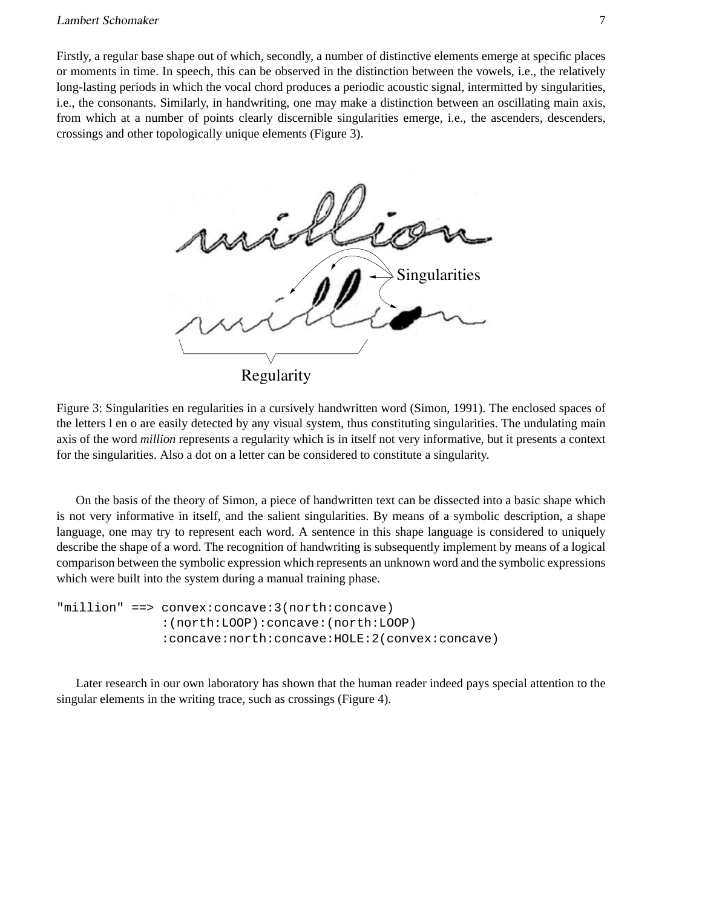Firstly, a regular base shape out of which, secondly, a number of distinctive elements emerge at specific places or moments in time. In speech, this can be observed in the distinction between the vowels, i.e., the relatively long-lasting periods in which the vocal chord produces a periodic acoustic signal, intermitted by singularities, i.e., the consonants. Similarly, in handwriting, one may make a distinction between an oscillating main axis, from which at a number of points clearly discernible singularities emerge, i.e., the ascenders, descenders, crossings and other topologically unique elements (Figure 3).

Figure 3: Singularities en regularities in a cursively handwritten word (Simon, 1991). The enclosed spaces of the letters l en o are easily detected by any visual system, thus constituting singularities. The undulating main axis of the word *million* represents a regularity which is in itself not very informative, but it presents a context for the singularities. Also a dot on a letter can be considered to constitute a singularity.

On the basis of the theory of Simon, a piece of handwritten text can be dissected into a basic shape which is not very informative in itself, and the salient singularities. By means of a symbolic description, a shape language, one may try to represent each word. A sentence in this shape language is considered to uniquely describe the shape of a word. The recognition of handwriting is subsequently implement by means of a logical comparison between the symbolic expression which represents an unknown word and the symbolic expressions which were built into the system during a manual training phase.

```
"million" ==> convex:concave:3(north:concave)
              :(north:LOOP):concave:(north:LOOP)
              :concave:north:concave:HOLE:2(convex:concave)
```

Later research in our own laboratory has shown that the human reader indeed pays special attention to the singular elements in the writing trace, such as crossings (Figure 4).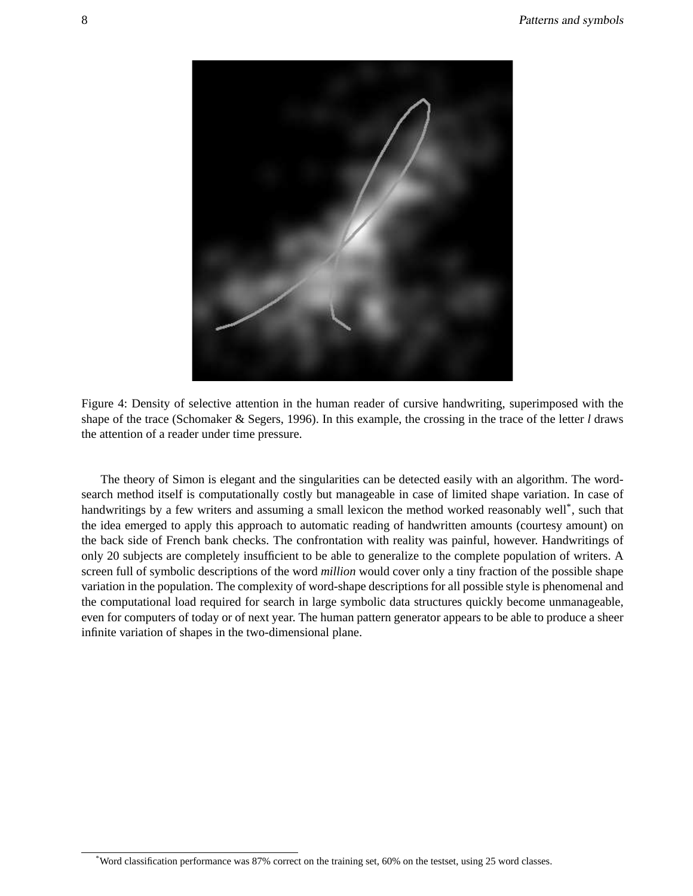Figure 4: Density of selective attention in the human reader of cursive handwriting, superimposed with the shape of the trace (Schomaker & Segers, 1996). In this example, the crossing in the trace of the letter *l* draws the attention of a reader under time pressure.

The theory of Simon is elegant and the singularities can be detected easily with an algorithm. The word-search method itself is computationally costly but manageable in case of limited shape variation. In case of handwritings by a few writers and assuming a small lexicon the method worked reasonably well*, such that the idea emerged to apply this approach to automatic reading of handwritten amounts (courtesy amount) on the back side of French bank checks. The confrontation with reality was painful, however. Handwritings of only 20 subjects are completely insufficient to be able to generalize to the complete population of writers. A screen full of symbolic descriptions of the word *million* would cover only a tiny fraction of the possible shape variation in the population. The complexity of word-shape descriptions for all possible style is phenomenal and the computational load required for search in large symbolic data structures quickly become unmanageable, even for computers of today or of next year. The human pattern generator appears to be able to produce a sheer infinite variation of shapes in the two-dimensional plane.

*Word classification performance was 87% correct on the training set, 60% on the testset, using 25 word classes.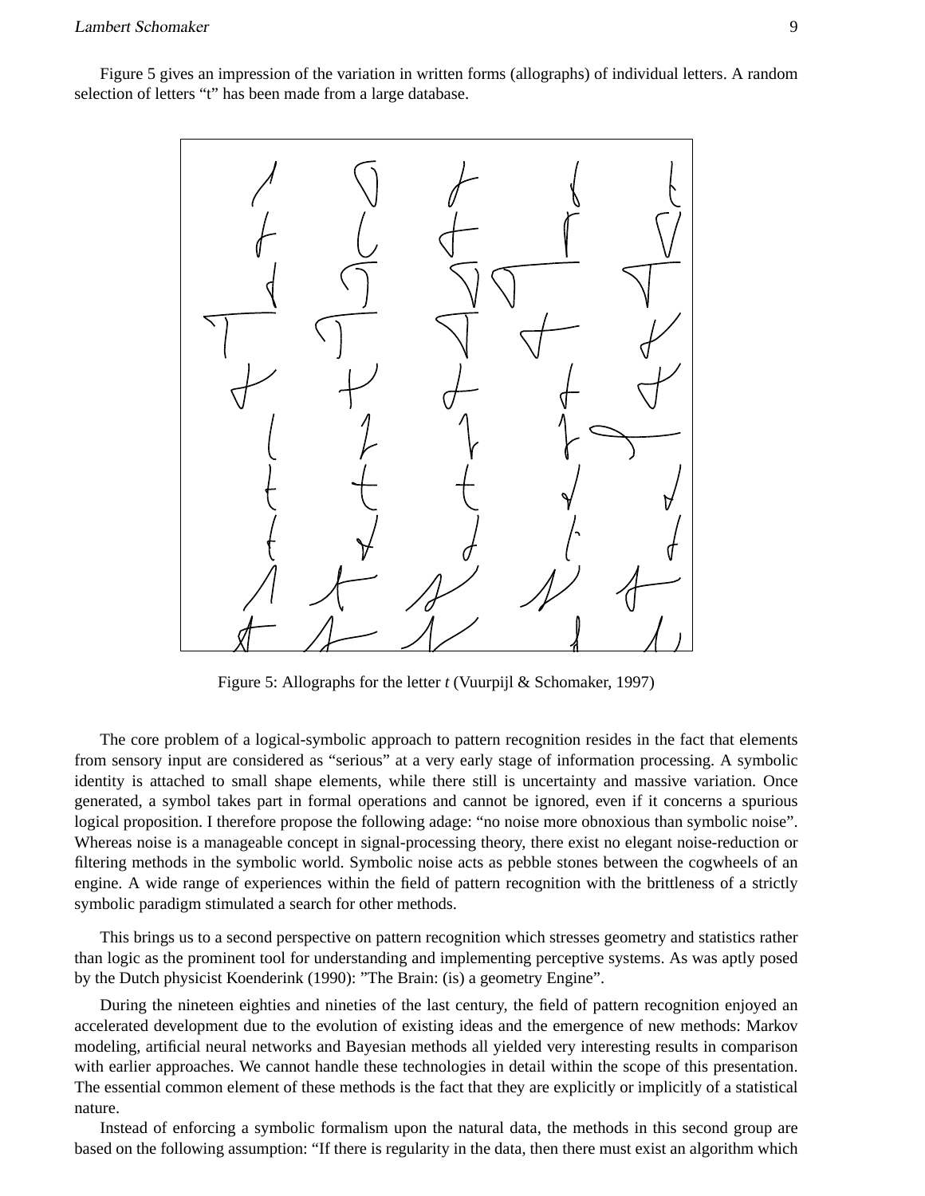Figure 5 gives an impression of the variation in written forms (allographs) of individual letters. A random selection of letters “t” has been made from a large database.

Figure 5: Allographs for the letter *t* (Vuurpijl & Schomaker, 1997)

The core problem of a logical-symbolic approach to pattern recognition resides in the fact that elements from sensory input are considered as “serious” at a very early stage of information processing. A symbolic identity is attached to small shape elements, while there still is uncertainty and massive variation. Once generated, a symbol takes part in formal operations and cannot be ignored, even if it concerns a spurious logical proposition. I therefore propose the following adage: “no noise more obnoxious than symbolic noise”. Whereas noise is a manageable concept in signal-processing theory, there exist no elegant noise-reduction or filtering methods in the symbolic world. Symbolic noise acts as pebble stones between the cogwheels of an engine. A wide range of experiences within the field of pattern recognition with the brittleness of a strictly symbolic paradigm stimulated a search for other methods.

This brings us to a second perspective on pattern recognition which stresses geometry and statistics rather than logic as the prominent tool for understanding and implementing perceptive systems. As was aptly posed by the Dutch physicist Koenderink (1990): ”The Brain: (is) a geometry Engine”.

During the nineteen eighties and nineties of the last century, the field of pattern recognition enjoyed an accelerated development due to the evolution of existing ideas and the emergence of new methods: Markov modeling, artificial neural networks and Bayesian methods all yielded very interesting results in comparison with earlier approaches. We cannot handle these technologies in detail within the scope of this presentation. The essential common element of these methods is the fact that they are explicitly or implicitly of a statistical nature.

Instead of enforcing a symbolic formalism upon the natural data, the methods in this second group are based on the following assumption: “If there is regularity in the data, then there must exist an algorithm which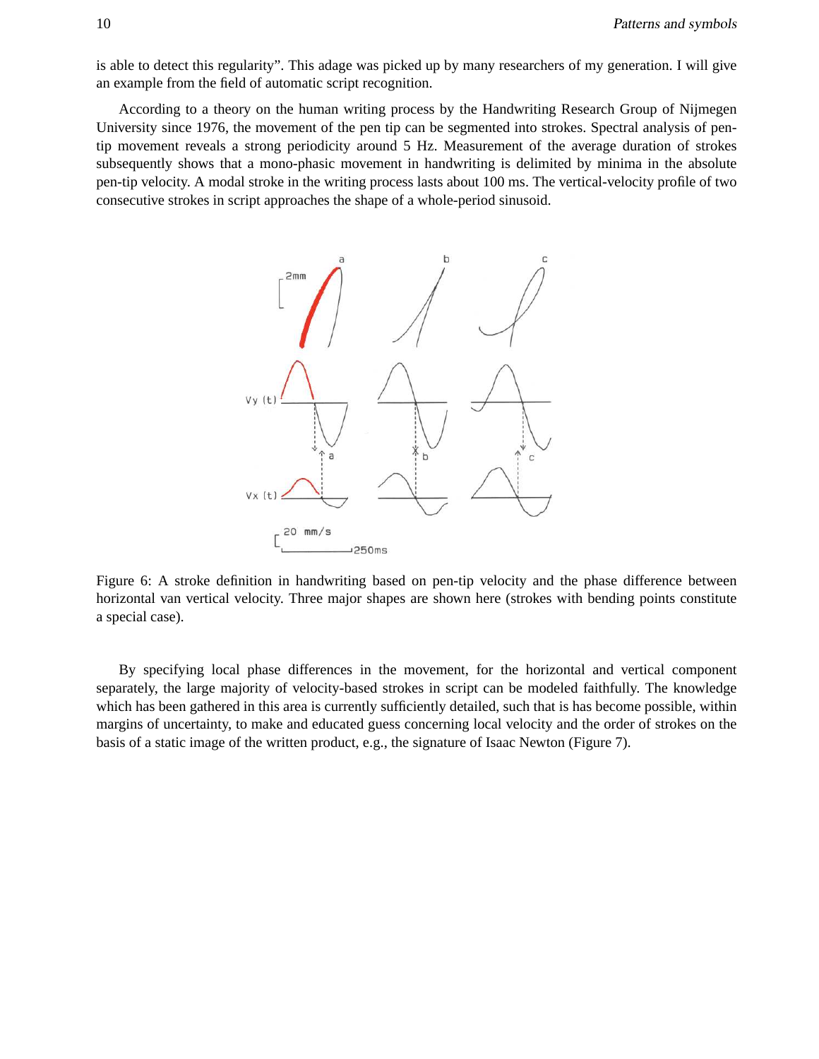is able to detect this regularity". This adage was picked up by many researchers of my generation. I will give an example from the field of automatic script recognition.

According to a theory on the human writing process by the Handwriting Research Group of Nijmegen University since 1976, the movement of the pen tip can be segmented into strokes. Spectral analysis of pen-tip movement reveals a strong periodicity around 5 Hz. Measurement of the average duration of strokes subsequently shows that a mono-phasic movement in handwriting is delimited by minima in the absolute pen-tip velocity. A modal stroke in the writing process lasts about 100 ms. The vertical-velocity profile of two consecutive strokes in script approaches the shape of a whole-period sinusoid.

Figure 6: A stroke definition in handwriting based on pen-tip velocity and the phase difference between horizontal van vertical velocity. Three major shapes are shown here (strokes with bending points constitute a special case).

By specifying local phase differences in the movement, for the horizontal and vertical component separately, the large majority of velocity-based strokes in script can be modeled faithfully. The knowledge which has been gathered in this area is currently sufficiently detailed, such that is has become possible, within margins of uncertainty, to make and educated guess concerning local velocity and the order of strokes on the basis of a static image of the written product, e.g., the signature of Isaac Newton (Figure 7).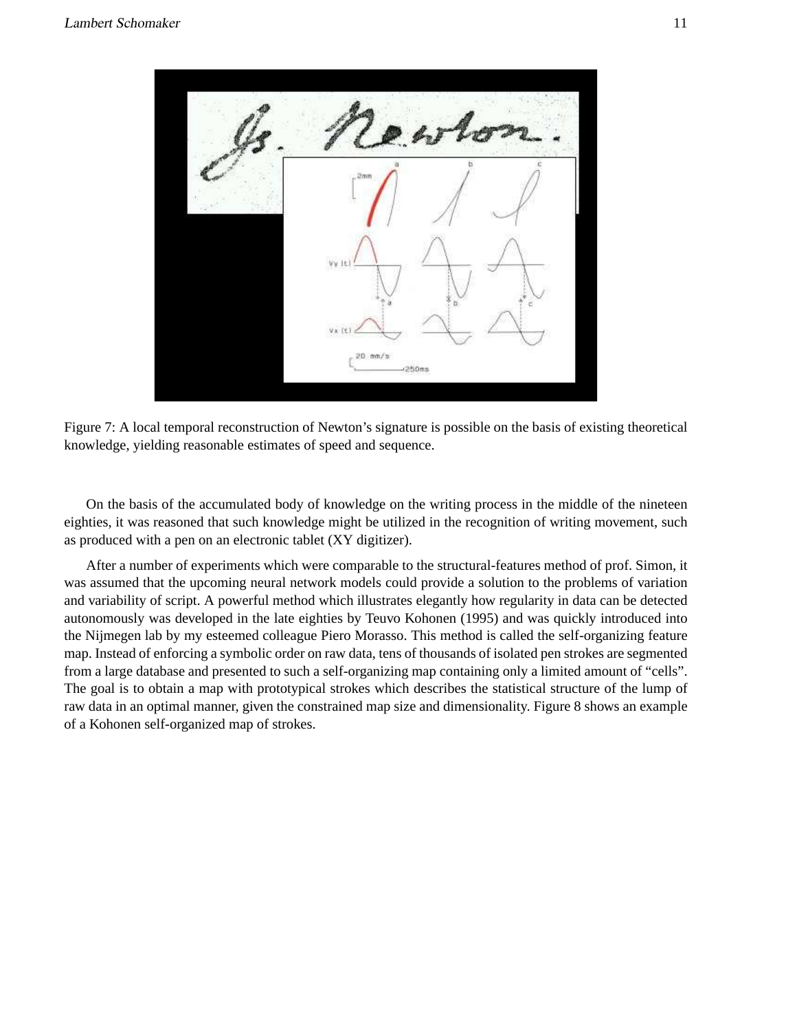Figure 7: A local temporal reconstruction of Newton's signature is possible on the basis of existing theoretical knowledge, yielding reasonable estimates of speed and sequence.

On the basis of the accumulated body of knowledge on the writing process in the middle of the nineteen eighties, it was reasoned that such knowledge might be utilized in the recognition of writing movement, such as produced with a pen on an electronic tablet (XY digitizer).

After a number of experiments which were comparable to the structural-features method of prof. Simon, it was assumed that the upcoming neural network models could provide a solution to the problems of variation and variability of script. A powerful method which illustrates elegantly how regularity in data can be detected autonomously was developed in the late eighties by Teuvo Kohonen (1995) and was quickly introduced into the Nijmegen lab by my esteemed colleague Piero Morasso. This method is called the self-organizing feature map. Instead of enforcing a symbolic order on raw data, tens of thousands of isolated pen strokes are segmented from a large database and presented to such a self-organizing map containing only a limited amount of "cells". The goal is to obtain a map with prototypical strokes which describes the statistical structure of the lump of raw data in an optimal manner, given the constrained map size and dimensionality. Figure 8 shows an example of a Kohonen self-organized map of strokes.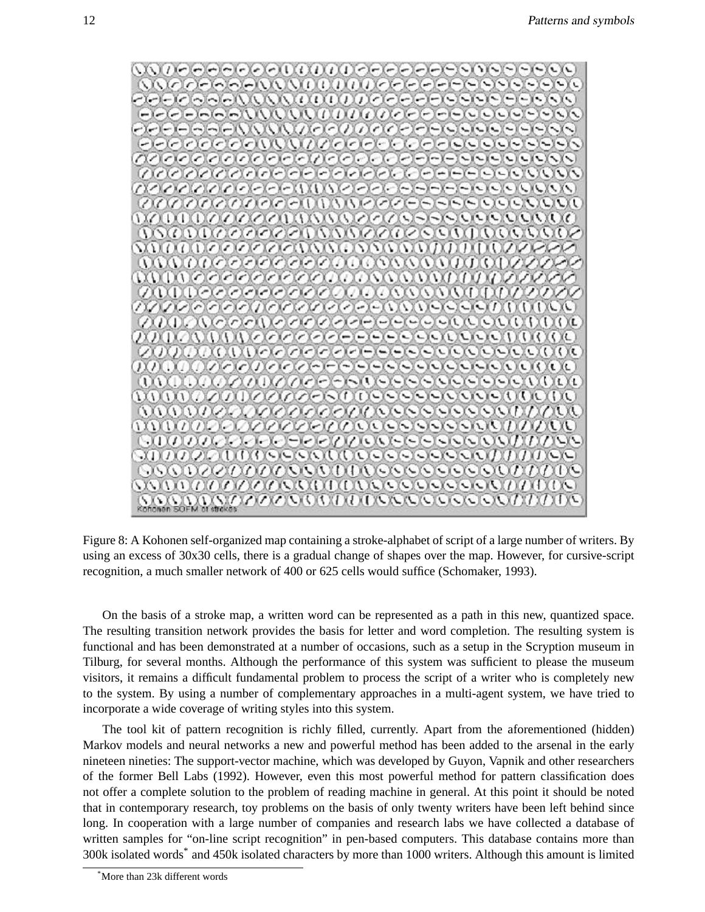Figure 8: A Kohonen self-organized map containing a stroke-alphabet of script of a large number of writers. By using an excess of 30x30 cells, there is a gradual change of shapes over the map. However, for cursive-script recognition, a much smaller network of 400 or 625 cells would suffice (Schomaker, 1993).

On the basis of a stroke map, a written word can be represented as a path in this new, quantized space. The resulting transition network provides the basis for letter and word completion. The resulting system is functional and has been demonstrated at a number of occasions, such as a setup in the Scryption museum in Tilburg, for several months. Although the performance of this system was sufficient to please the museum visitors, it remains a difficult fundamental problem to process the script of a writer who is completely new to the system. By using a number of complementary approaches in a multi-agent system, we have tried to incorporate a wide coverage of writing styles into this system.

The tool kit of pattern recognition is richly filled, currently. Apart from the aforementioned (hidden) Markov models and neural networks a new and powerful method has been added to the arsenal in the early nineteen nineties: The support-vector machine, which was developed by Guyon, Vapnik and other researchers of the former Bell Labs (1992). However, even this most powerful method for pattern classification does not offer a complete solution to the problem of reading machine in general. At this point it should be noted that in contemporary research, toy problems on the basis of only twenty writers have been left behind since long. In cooperation with a large number of companies and research labs we have collected a database of written samples for "on-line script recognition" in pen-based computers. This database contains more than 300k isolated words* and 450k isolated characters by more than 1000 writers. Although this amount is limited

*More than 23k different words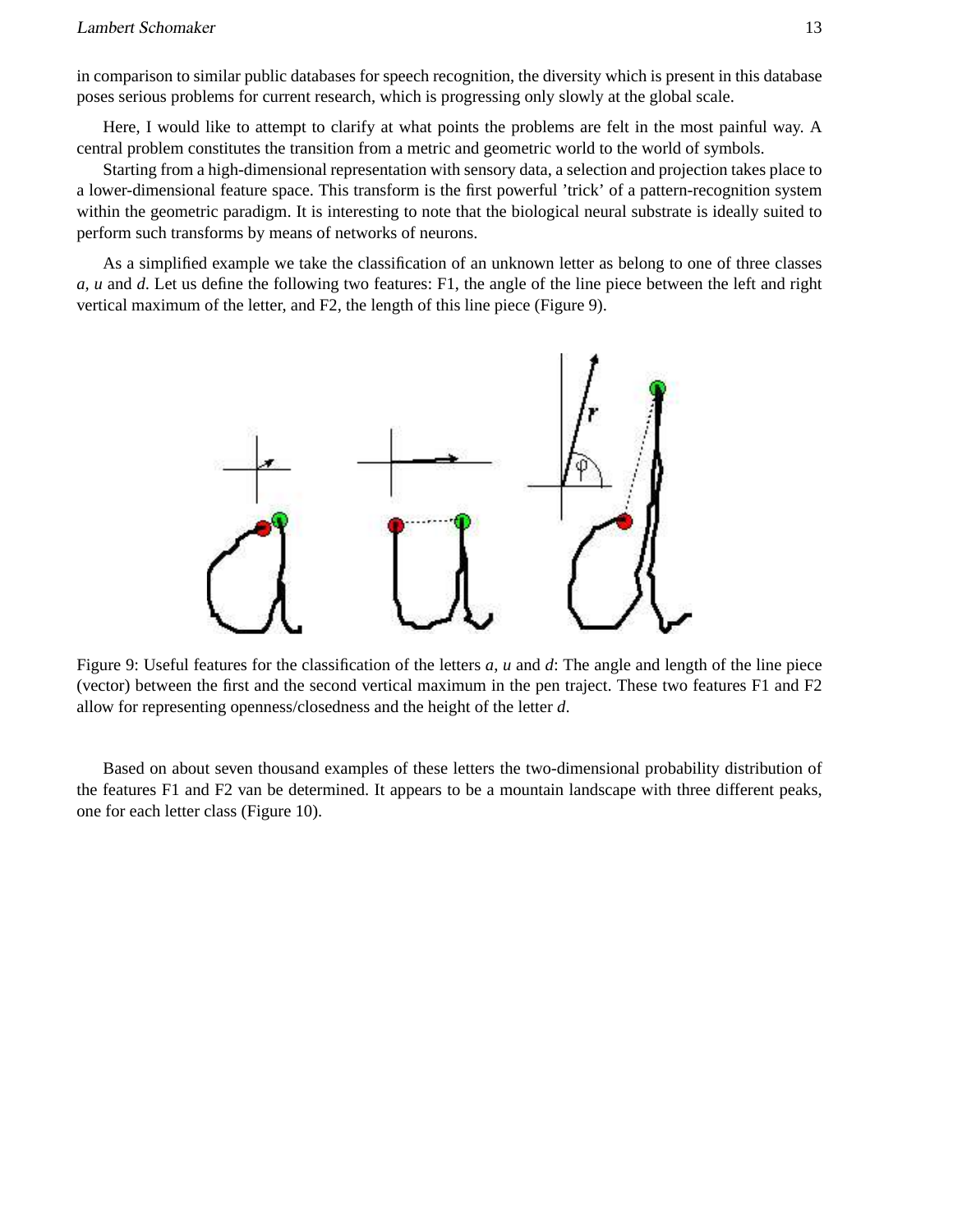in comparison to similar public databases for speech recognition, the diversity which is present in this database poses serious problems for current research, which is progressing only slowly at the global scale.

Here, I would like to attempt to clarify at what points the problems are felt in the most painful way. A central problem constitutes the transition from a metric and geometric world to the world of symbols.

Starting from a high-dimensional representation with sensory data, a selection and projection takes place to a lower-dimensional feature space. This transform is the first powerful 'trick' of a pattern-recognition system within the geometric paradigm. It is interesting to note that the biological neural substrate is ideally suited to perform such transforms by means of networks of neurons.

As a simplified example we take the classification of an unknown letter as belong to one of three classes *a*, *u* and *d*. Let us define the following two features: F1, the angle of the line piece between the left and right vertical maximum of the letter, and F2, the length of this line piece (Figure 9).

Figure 9: Useful features for the classification of the letters *a*, *u* and *d*: The angle and length of the line piece (vector) between the first and the second vertical maximum in the pen traject. These two features F1 and F2 allow for representing openness/closedness and the height of the letter *d*.

Based on about seven thousand examples of these letters the two-dimensional probability distribution of the features F1 and F2 van be determined. It appears to be a mountain landscape with three different peaks, one for each letter class (Figure 10).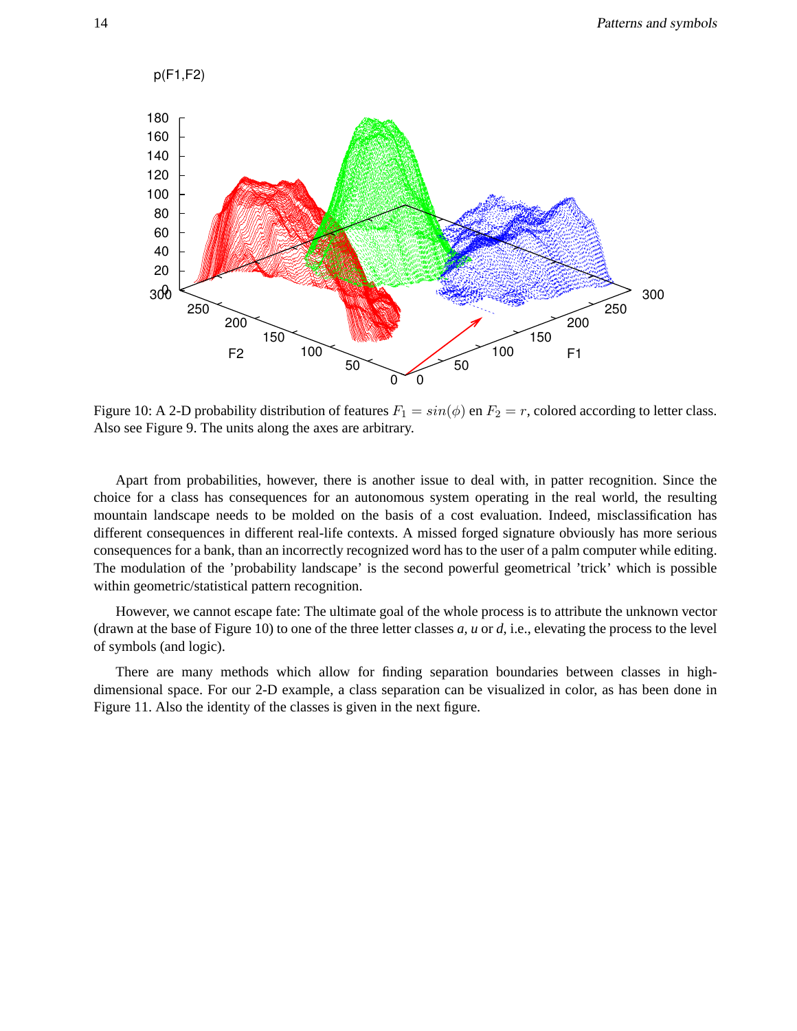Figure 10: A 2-D probability distribution of features $F_1 = sin(\phi)$ en $F_2 = r$, colored according to letter class. Also see Figure 9. The units along the axes are arbitrary.

Apart from probabilities, however, there is another issue to deal with, in patter recognition. Since the choice for a class has consequences for an autonomous system operating in the real world, the resulting mountain landscape needs to be molded on the basis of a cost evaluation. Indeed, misclassification has different consequences in different real-life contexts. A missed forged signature obviously has more serious consequences for a bank, than an incorrectly recognized word has to the user of a palm computer while editing. The modulation of the 'probability landscape' is the second powerful geometrical 'trick' which is possible within geometric/statistical pattern recognition.

However, we cannot escape fate: The ultimate goal of the whole process is to attribute the unknown vector (drawn at the base of Figure 10) to one of the three letter classes *a*, *u* or *d*, i.e., elevating the process to the level of symbols (and logic).

There are many methods which allow for finding separation boundaries between classes in high-dimensional space. For our 2-D example, a class separation can be visualized in color, as has been done in Figure 11. Also the identity of the classes is given in the next figure.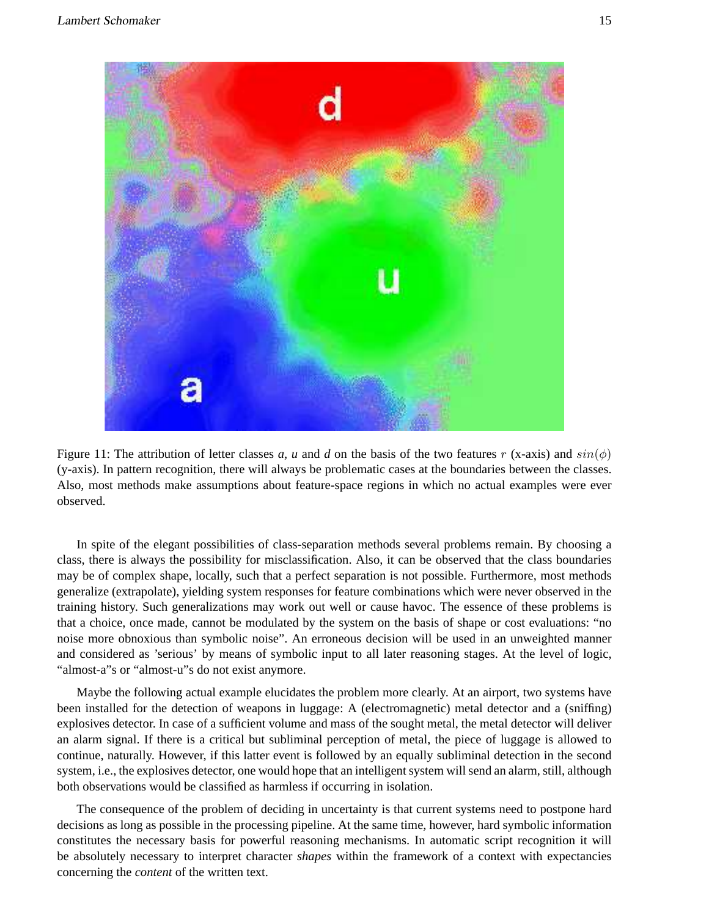Figure 11: The attribution of letter classes *a*, *u* and *d* on the basis of the two features $r$ (x-axis) and $sin(\phi)$ (y-axis). In pattern recognition, there will always be problematic cases at the boundaries between the classes. Also, most methods make assumptions about feature-space regions in which no actual examples were ever observed.

In spite of the elegant possibilities of class-separation methods several problems remain. By choosing a class, there is always the possibility for misclassification. Also, it can be observed that the class boundaries may be of complex shape, locally, such that a perfect separation is not possible. Furthermore, most methods generalize (extrapolate), yielding system responses for feature combinations which were never observed in the training history. Such generalizations may work out well or cause havoc. The essence of these problems is that a choice, once made, cannot be modulated by the system on the basis of shape or cost evaluations: "no noise more obnoxious than symbolic noise". An erroneous decision will be used in an unweighted manner and considered as 'serious' by means of symbolic input to all later reasoning stages. At the level of logic, "almost-a"s or "almost-u"s do not exist anymore.

Maybe the following actual example elucidates the problem more clearly. At an airport, two systems have been installed for the detection of weapons in luggage: A (electromagnetic) metal detector and a (sniffing) explosives detector. In case of a sufficient volume and mass of the sought metal, the metal detector will deliver an alarm signal. If there is a critical but subliminal perception of metal, the piece of luggage is allowed to continue, naturally. However, if this latter event is followed by an equally subliminal detection in the second system, i.e., the explosives detector, one would hope that an intelligent system will send an alarm, still, although both observations would be classified as harmless if occurring in isolation.

The consequence of the problem of deciding in uncertainty is that current systems need to postpone hard decisions as long as possible in the processing pipeline. At the same time, however, hard symbolic information constitutes the necessary basis for powerful reasoning mechanisms. In automatic script recognition it will be absolutely necessary to interpret character *shapes* within the framework of a context with expectancies concerning the *content* of the written text.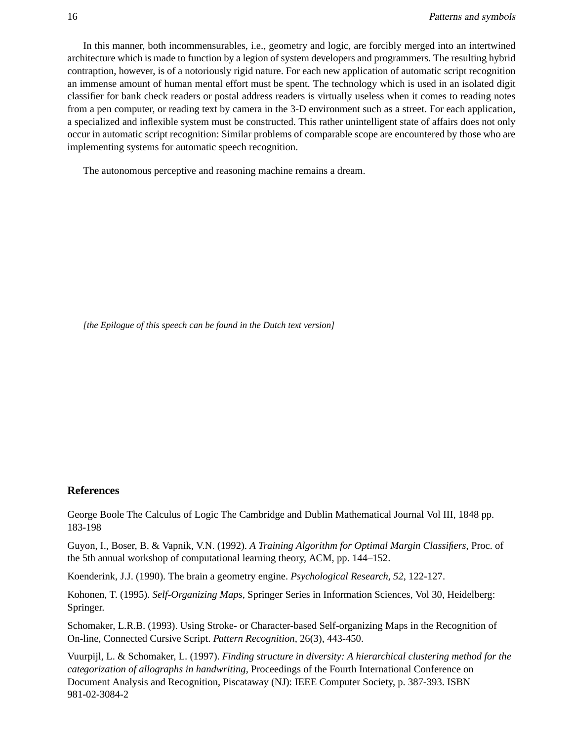In this manner, both incommensurables, i.e., geometry and logic, are forcibly merged into an intertwined architecture which is made to function by a legion of system developers and programmers. The resulting hybrid contraption, however, is of a notoriously rigid nature. For each new application of automatic script recognition an immense amount of human mental effort must be spent. The technology which is used in an isolated digit classifier for bank check readers or postal address readers is virtually useless when it comes to reading notes from a pen computer, or reading text by camera in the 3-D environment such as a street. For each application, a specialized and inflexible system must be constructed. This rather unintelligent state of affairs does not only occur in automatic script recognition: Similar problems of comparable scope are encountered by those who are implementing systems for automatic speech recognition.

The autonomous perceptive and reasoning machine remains a dream.

*[the Epilogue of this speech can be found in the Dutch text version]*

## References

George Boole The Calculus of Logic The Cambridge and Dublin Mathematical Journal Vol III, 1848 pp. 183-198

Guyon, I., Boser, B. & Vapnik, V.N. (1992). *A Training Algorithm for Optimal Margin Classifiers*, Proc. of the 5th annual workshop of computational learning theory, ACM, pp. 144–152.

Koenderink, J.J. (1990). The brain a geometry engine. *Psychological Research, 52*, 122-127.

Kohonen, T. (1995). *Self-Organizing Maps*, Springer Series in Information Sciences, Vol 30, Heidelberg: Springer.

Schomaker, L.R.B. (1993). Using Stroke- or Character-based Self-organizing Maps in the Recognition of On-line, Connected Cursive Script. *Pattern Recognition*, 26(3), 443-450.

Vuurpijl, L. & Schomaker, L. (1997). *Finding structure in diversity: A hierarchical clustering method for the categorization of allographs in handwriting*, Proceedings of the Fourth International Conference on Document Analysis and Recognition, Piscataway (NJ): IEEE Computer Society, p. 387-393. ISBN 981-02-3084-2